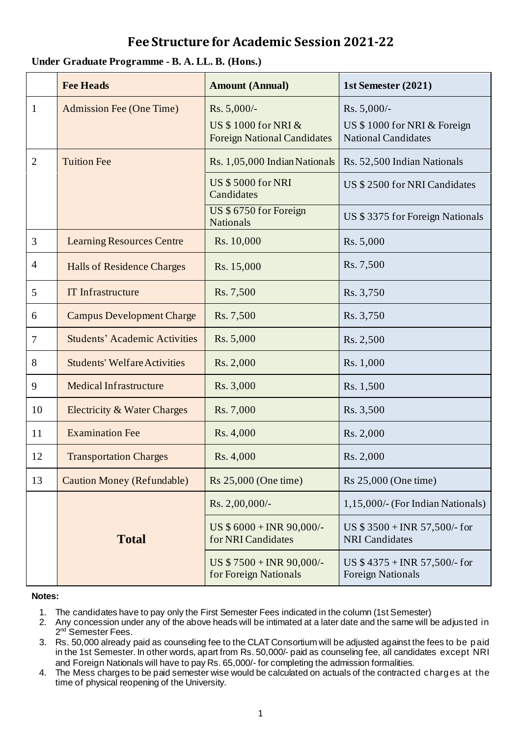# Fee Structure for Academic Session 2021-22

**Under Graduate Programme - B. A. LL. B. (Hons.)**

| | **Fee Heads** | **Amount (Annual)** | **1st Semester (2021)** |
|---|---|---|---|
| 1 | Admission Fee (One Time) | Rs. 5,000/- US $ 1000 for NRI & Foreign National Candidates | Rs. 5,000/- US $ 1000 for NRI & Foreign National Candidates |
| 2 | Tuition Fee | Rs. 1,05,000 Indian Nationals | Rs. 52,500 Indian Nationals |
| | | US $ 5000 for NRI Candidates | US $ 2500 for NRI Candidates |
| | | US $ 6750 for Foreign Nationals | US $ 3375 for Foreign Nationals |
| 3 | Learning Resources Centre | Rs. 10,000 | Rs. 5,000 |
| 4 | Halls of Residence Charges | Rs. 15,000 | Rs. 7,500 |
| 5 | IT Infrastructure | Rs. 7,500 | Rs. 3,750 |
| 6 | Campus Development Charge | Rs. 7,500 | Rs. 3,750 |
| 7 | Students' Academic Activities | Rs. 5,000 | Rs. 2,500 |
| 8 | Students' Welfare Activities | Rs. 2,000 | Rs. 1,000 |
| 9 | Medical Infrastructure | Rs. 3,000 | Rs. 1,500 |
| 10 | Electricity & Water Charges | Rs. 7,000 | Rs. 3,500 |
| 11 | Examination Fee | Rs. 4,000 | Rs. 2,000 |
| 12 | Transportation Charges | Rs. 4,000 | Rs. 2,000 |
| 13 | Caution Money (Refundable) | Rs 25,000 (One time) | Rs 25,000 (One time) |
| | **Total** | Rs. 2,00,000/- | 1,15,000/- (For Indian Nationals) |
| | | US $ 6000 + INR 90,000/- for NRI Candidates | US $ 3500 + INR 57,500/- for NRI Candidates |
| | | US $ 7500 + INR 90,000/- for Foreign Nationals | US $ 4375 + INR 57,500/- for Foreign Nationals |

**Notes:**

1. The candidates have to pay only the First Semester Fees indicated in the column (1st Semester)
2. Any concession under any of the above heads will be intimated at a later date and the same will be adjusted in 2nd Semester Fees.
3. Rs. 50,000 already paid as counseling fee to the CLAT Consortium will be adjusted against the fees to be paid in the 1st Semester. In other words, apart from Rs. 50,000/- paid as counseling fee, all candidates except NRI and Foreign Nationals will have to pay Rs. 65,000/- for completing the admission formalities.
4. The Mess charges to be paid semester wise would be calculated on actuals of the contracted charges at the time of physical reopening of the University.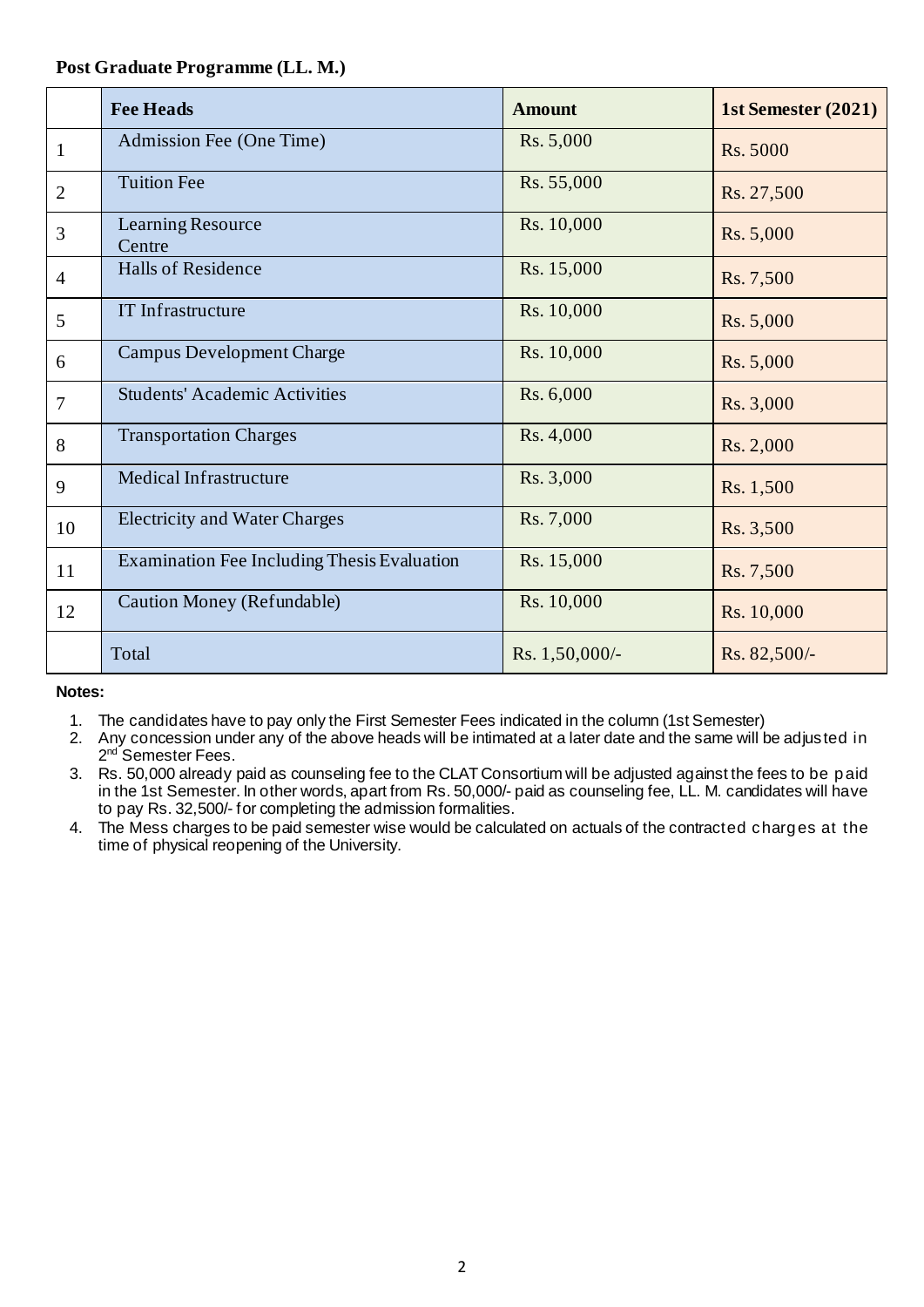**Post Graduate Programme (LL. M.)**

| | Fee Heads | Amount | 1st Semester (2021) |
|---|---|---|---|
| 1 | Admission Fee (One Time) | Rs. 5,000 | Rs. 5000 |
| 2 | Tuition Fee | Rs. 55,000 | Rs. 27,500 |
| 3 | Learning Resource Centre | Rs. 10,000 | Rs. 5,000 |
| 4 | Halls of Residence | Rs. 15,000 | Rs. 7,500 |
| 5 | IT Infrastructure | Rs. 10,000 | Rs. 5,000 |
| 6 | Campus Development Charge | Rs. 10,000 | Rs. 5,000 |
| 7 | Students' Academic Activities | Rs. 6,000 | Rs. 3,000 |
| 8 | Transportation Charges | Rs. 4,000 | Rs. 2,000 |
| 9 | Medical Infrastructure | Rs. 3,000 | Rs. 1,500 |
| 10 | Electricity and Water Charges | Rs. 7,000 | Rs. 3,500 |
| 11 | Examination Fee Including Thesis Evaluation | Rs. 15,000 | Rs. 7,500 |
| 12 | Caution Money (Refundable) | Rs. 10,000 | Rs. 10,000 |
| | Total | Rs. 1,50,000/- | Rs. 82,500/- |

**Notes:**

1. The candidates have to pay only the First Semester Fees indicated in the column (1st Semester)
2. Any concession under any of the above heads will be intimated at a later date and the same will be adjusted in 2nd Semester Fees.
3. Rs. 50,000 already paid as counseling fee to the CLAT Consortium will be adjusted against the fees to be paid in the 1st Semester. In other words, apart from Rs. 50,000/- paid as counseling fee, LL. M. candidates will have to pay Rs. 32,500/- for completing the admission formalities.
4. The Mess charges to be paid semester wise would be calculated on actuals of the contracted charges at the time of physical reopening of the University.